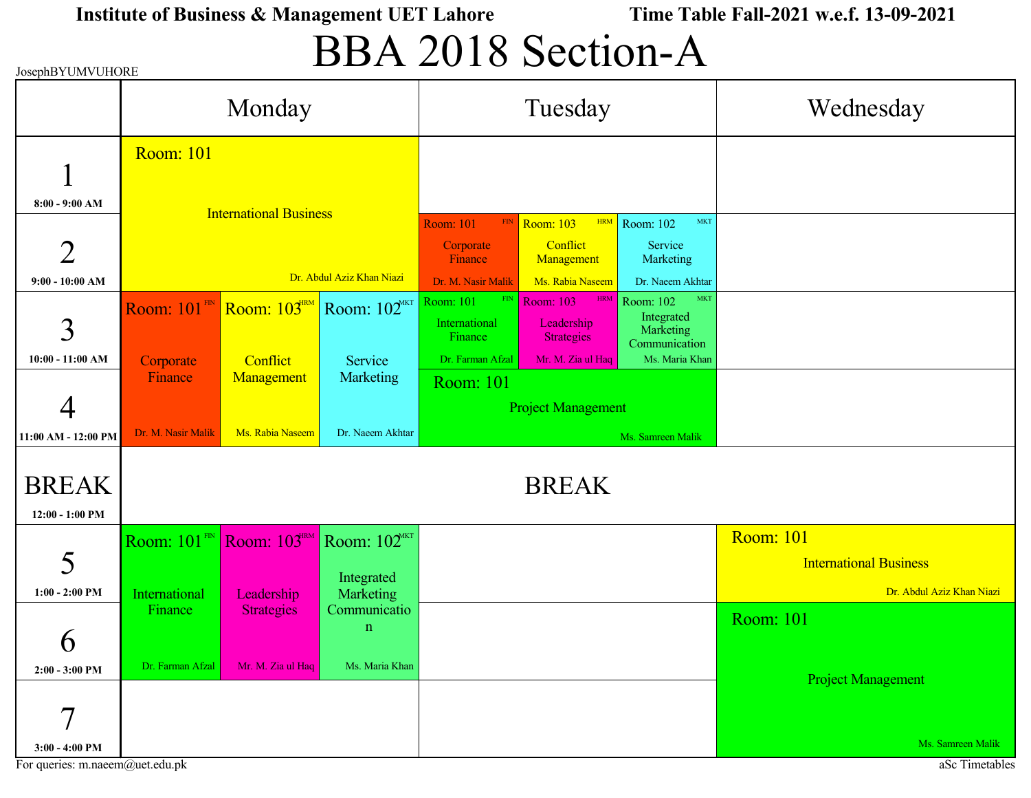**Institute of Business & Management UET Lahore** — **Time Table Fall-2021 w.e.f. 13-09-2021**

# BBA 2018 Section-A

JosephBYUMVUHORE

| | Monday | Tuesday | Wednesday |
|---|---|---|---|
| **1** 8:00 - 9:00 AM | Room: 101 International Business — Dr. Abdul Aziz Khan Niazi | | |
| **2** 9:00 - 10:00 AM | Room: 101 International Business — Dr. Abdul Aziz Khan Niazi | Room: 101 (FIN) Corporate Finance — Dr. M. Nasir Malik; Room: 103 (HRM) Conflict Management — Ms. Rabia Naseem; Room: 102 (MKT) Service Marketing — Dr. Naeem Akhtar | |
| **3** 10:00 - 11:00 AM | Room: 101 (FIN) Corporate Finance — Dr. M. Nasir Malik; Room: 103 (HRM) Conflict Management — Ms. Rabia Naseem; Room: 102 (MKT) Service Marketing — Dr. Naeem Akhtar | Room: 101 (FIN) International Finance — Dr. Farman Afzal; Room: 103 (HRM) Leadership Strategies — Mr. M. Zia ul Haq; Room: 102 (MKT) Integrated Marketing Communication — Ms. Maria Khan | |
| **4** 11:00 AM - 12:00 PM | Room: 101 (FIN) Corporate Finance — Dr. M. Nasir Malik; Room: 103 (HRM) Conflict Management — Ms. Rabia Naseem; Room: 102 (MKT) Service Marketing — Dr. Naeem Akhtar | Room: 101 Project Management — Ms. Samreen Malik | |
| **BREAK** 12:00 - 1:00 PM | BREAK | BREAK | BREAK |
| **5** 1:00 - 2:00 PM | Room: 101 (FIN) International Finance — Dr. Farman Afzal; Room: 103 (HRM) Leadership Strategies — Mr. M. Zia ul Haq; Room: 102 (MKT) Integrated Marketing Communication — Ms. Maria Khan | | Room: 101 International Business — Dr. Abdul Aziz Khan Niazi |
| **6** 2:00 - 3:00 PM | Room: 101 (FIN) International Finance — Dr. Farman Afzal; Room: 103 (HRM) Leadership Strategies — Mr. M. Zia ul Haq; Room: 102 (MKT) Integrated Marketing Communication — Ms. Maria Khan | | Room: 101 Project Management — Ms. Samreen Malik |
| **7** 3:00 - 4:00 PM | | | Room: 101 Project Management — Ms. Samreen Malik |

For queries: m.naeem@uet.edu.pk

aSc Timetables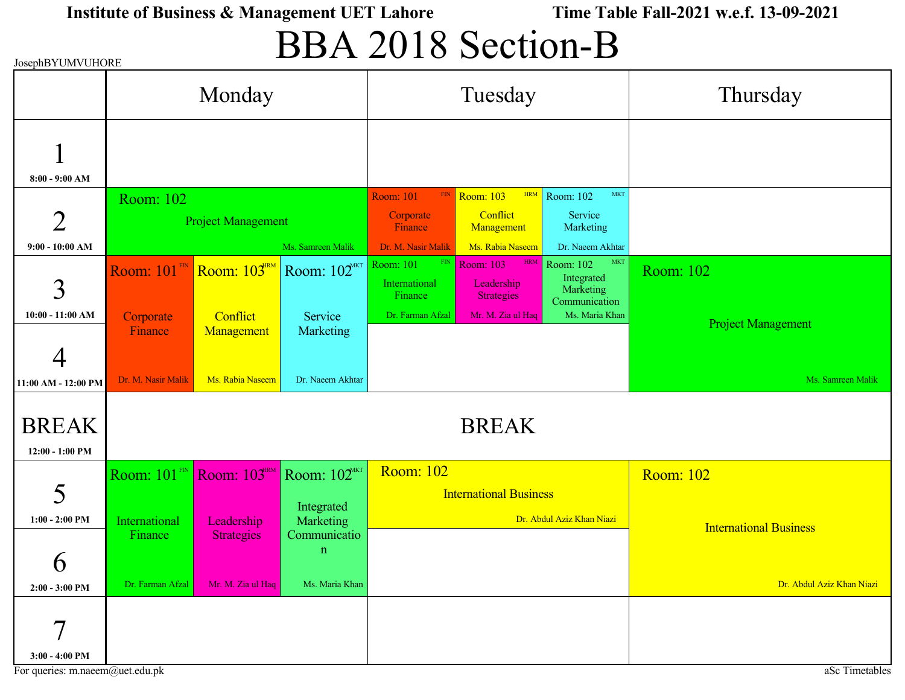**Institute of Business & Management UET Lahore** — **Time Table Fall-2021 w.e.f. 13-09-2021**

# BBA 2018 Section-B

JosephBYUMVUHORE

| Period | Monday | Tuesday | Thursday |
|---|---|---|---|
| 1 (8:00 - 9:00 AM) | | | |
| 2 (9:00 - 10:00 AM) | Room: 102 — Project Management — Ms. Samreen Malik | Room: 101 (FIN) Corporate Finance — Dr. M. Nasir Malik; Room: 103 (HRM) Conflict Management — Ms. Rabia Naseem; Room: 102 (MKT) Service Marketing — Dr. Naeem Akhtar | |
| 3 (10:00 - 11:00 AM) | Room: 101 (FIN) Corporate Finance — Dr. M. Nasir Malik; Room: 103 (HRM) Conflict Management — Ms. Rabia Naseem; Room: 102 (MKT) Service Marketing — Dr. Naeem Akhtar | Room: 101 (FIN) International Finance — Dr. Farman Afzal; Room: 103 (HRM) Leadership Strategies — Mr. M. Zia ul Haq; Room: 102 (MKT) Integrated Marketing Communication — Ms. Maria Khan | Room: 102 — Project Management — Ms. Samreen Malik |
| 4 (11:00 AM - 12:00 PM) | (continued) | | (continued) |
| BREAK (12:00 - 1:00 PM) | BREAK | BREAK | BREAK |
| 5 (1:00 - 2:00 PM) | Room: 101 (FIN) International Finance — Dr. Farman Afzal; Room: 103 (HRM) Leadership Strategies — Mr. M. Zia ul Haq; Room: 102 (MKT) Integrated Marketing Communication — Ms. Maria Khan | Room: 102 — International Business — Dr. Abdul Aziz Khan Niazi | Room: 102 — International Business — Dr. Abdul Aziz Khan Niazi |
| 6 (2:00 - 3:00 PM) | (continued) | | (continued) |
| 7 (3:00 - 4:00 PM) | | | |

For queries: m.naeem@uet.edu.pk

aSc Timetables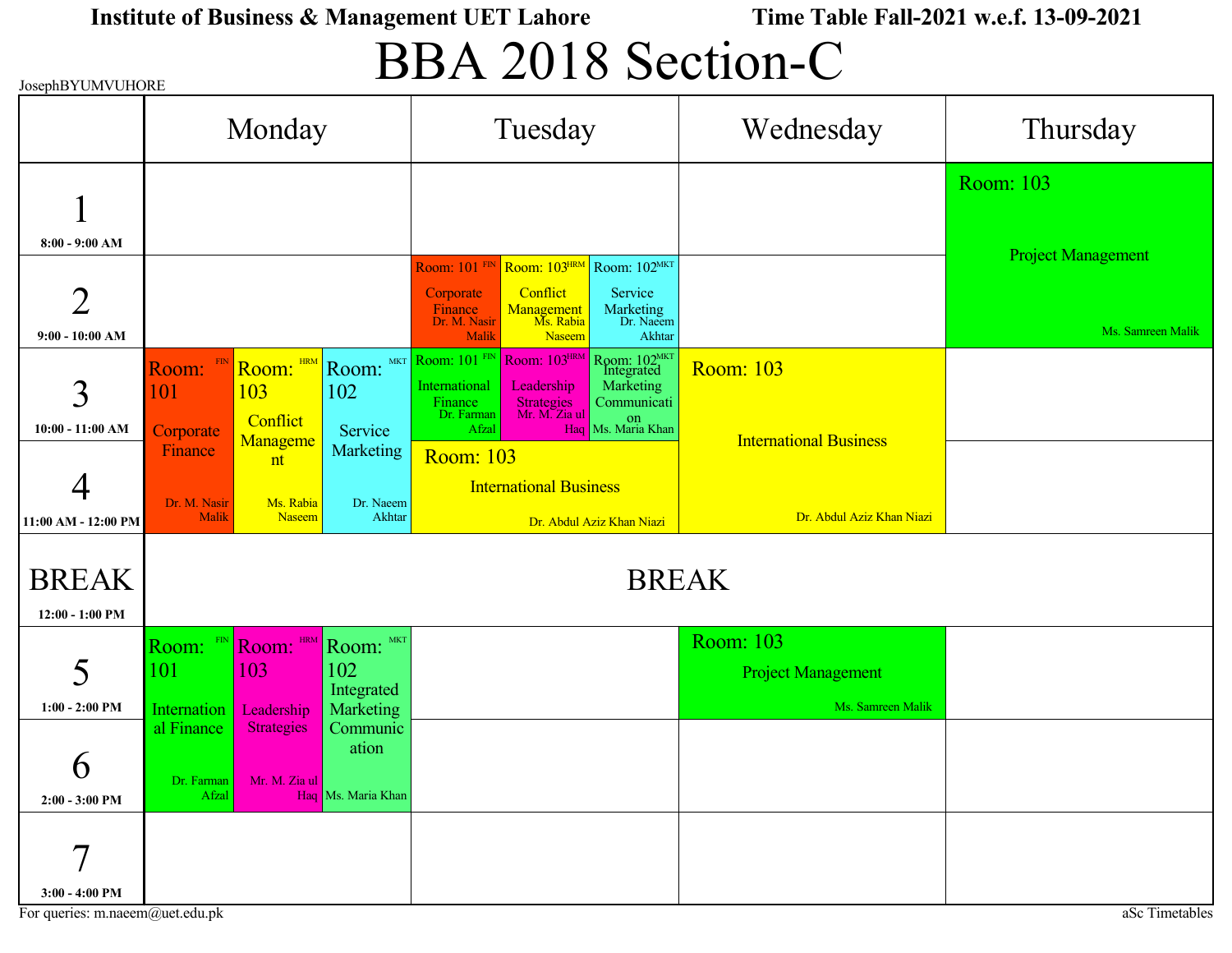**Institute of Business & Management UET Lahore** **Time Table Fall-2021 w.e.f. 13-09-2021**

# BBA 2018 Section-C

JosephBYUMVUHORE

| | Monday | Tuesday | Wednesday | Thursday |
|---|---|---|---|---|
| 1 (8:00 - 9:00 AM) | | | | Room: 103 Project Management Ms. Samreen Malik |
| 2 (9:00 - 10:00 AM) | | Room: 101 FIN Corporate Finance Dr. M. Nasir Malik / Room: 103 HRM Conflict Management Ms. Rabia Naseem / Room: 102 MKT Service Marketing Dr. Naeem Akhtar | | Room: 103 Project Management Ms. Samreen Malik |
| 3 (10:00 - 11:00 AM) | Room: 101 FIN Corporate Finance Dr. M. Nasir Malik / Room: 103 HRM Conflict Management Ms. Rabia Naseem / Room: 102 MKT Service Marketing Dr. Naeem Akhtar | Room: 101 FIN International Finance Dr. Farman Afzal / Room: 103 HRM Leadership Strategies Mr. M. Zia ul Haq / Room: 102 MKT Integrated Marketing Communication Ms. Maria Khan | Room: 103 International Business Dr. Abdul Aziz Khan Niazi | |
| 4 (11:00 AM - 12:00 PM) | Room: 101 FIN Corporate Finance Dr. M. Nasir Malik / Room: 103 HRM Conflict Management Ms. Rabia Naseem / Room: 102 MKT Service Marketing Dr. Naeem Akhtar | Room: 103 International Business Dr. Abdul Aziz Khan Niazi | Room: 103 International Business Dr. Abdul Aziz Khan Niazi | |
| BREAK (12:00 - 1:00 PM) | BREAK | BREAK | BREAK | BREAK |
| 5 (1:00 - 2:00 PM) | Room: 101 FIN International Finance Dr. Farman Afzal / Room: 103 HRM Leadership Strategies Mr. M. Zia ul Haq / Room: 102 MKT Integrated Marketing Communication Ms. Maria Khan | | Room: 103 Project Management Ms. Samreen Malik | |
| 6 (2:00 - 3:00 PM) | Room: 101 FIN International Finance Dr. Farman Afzal / Room: 103 HRM Leadership Strategies Mr. M. Zia ul Haq / Room: 102 MKT Integrated Marketing Communication Ms. Maria Khan | | | |
| 7 (3:00 - 4:00 PM) | | | | |

For queries: m.naeem@uet.edu.pk

aSc Timetables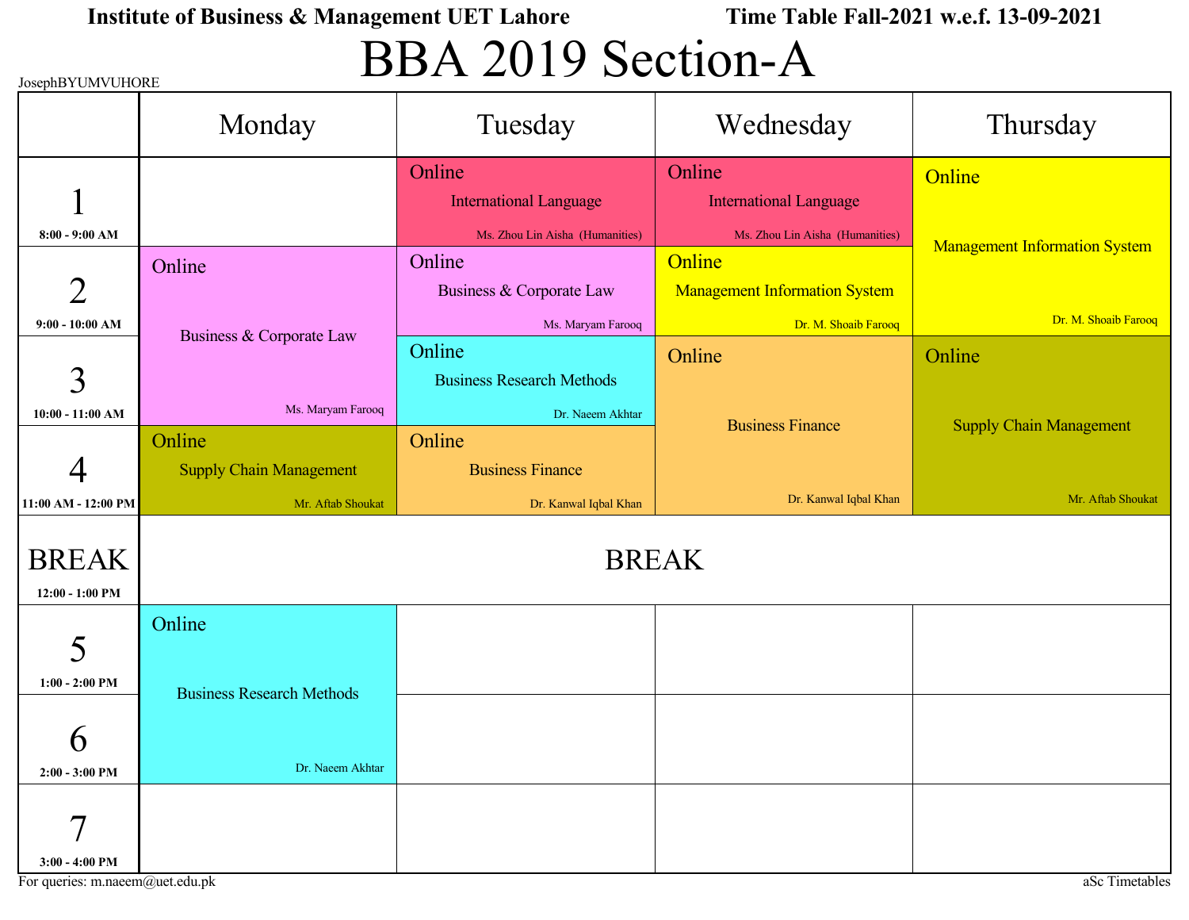**Institute of Business & Management UET Lahore** **Time Table Fall-2021 w.e.f. 13-09-2021**

# BBA 2019 Section-A

JosephBYUMVUHORE

| | Monday | Tuesday | Wednesday | Thursday |
|---|---|---|---|---|
| 1 (8:00 - 9:00 AM) | | Online International Language Ms. Zhou Lin Aisha (Humanities) | Online International Language Ms. Zhou Lin Aisha (Humanities) | Online Management Information System Dr. M. Shoaib Farooq |
| 2 (9:00 - 10:00 AM) | Online Business & Corporate Law Ms. Maryam Farooq | Online Business & Corporate Law Ms. Maryam Farooq | Online Management Information System Dr. M. Shoaib Farooq | |
| 3 (10:00 - 11:00 AM) | | Online Business Research Methods Dr. Naeem Akhtar | Online Business Finance Dr. Kanwal Iqbal Khan | Online Supply Chain Management Mr. Aftab Shoukat |
| 4 (11:00 AM - 12:00 PM) | Online Supply Chain Management Mr. Aftab Shoukat | Online Business Finance Dr. Kanwal Iqbal Khan | | |
| BREAK (12:00 - 1:00 PM) | BREAK | | | |
| 5 (1:00 - 2:00 PM) | Online Business Research Methods Dr. Naeem Akhtar | | | |
| 6 (2:00 - 3:00 PM) | | | | |
| 7 (3:00 - 4:00 PM) | | | | |

For queries: m.naeem@uet.edu.pk

aSc Timetables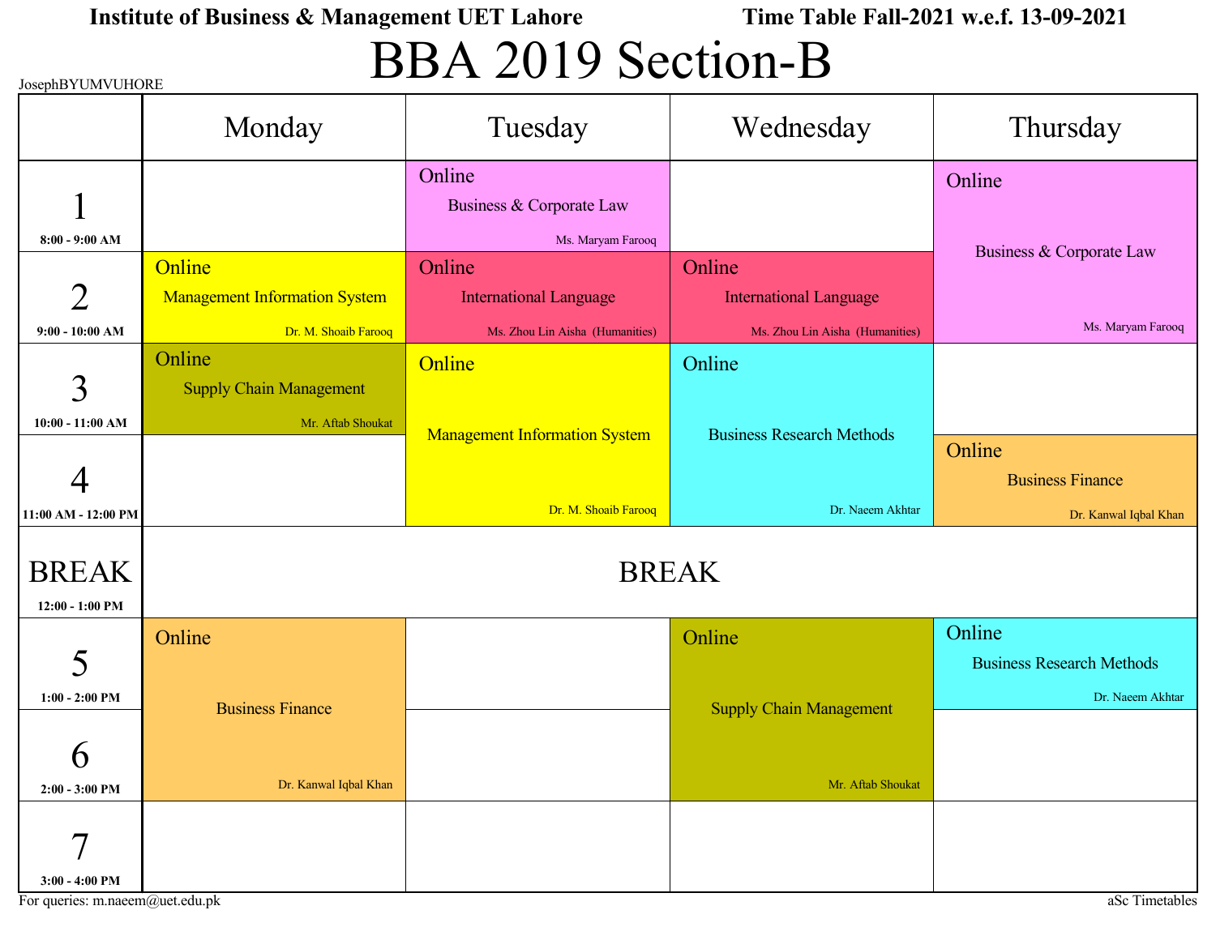**Institute of Business & Management UET Lahore** **Time Table Fall-2021 w.e.f. 13-09-2021**

# BBA 2019 Section-B

JosephBYUMVUHORE

| | Monday | Tuesday | Wednesday | Thursday |
|---|---|---|---|---|
| 1 (8:00 - 9:00 AM) | | Online Business & Corporate Law Ms. Maryam Farooq | | Online Business & Corporate Law Ms. Maryam Farooq |
| 2 (9:00 - 10:00 AM) | Online Management Information System Dr. M. Shoaib Farooq | Online International Language Ms. Zhou Lin Aisha (Humanities) | Online International Language Ms. Zhou Lin Aisha (Humanities) | |
| 3 (10:00 - 11:00 AM) | Online Supply Chain Management Mr. Aftab Shoukat | Online Management Information System Dr. M. Shoaib Farooq | Online Business Research Methods Dr. Naeem Akhtar | |
| 4 (11:00 AM - 12:00 PM) | | | | Online Business Finance Dr. Kanwal Iqbal Khan |
| BREAK (12:00 - 1:00 PM) | BREAK | | | |
| 5 (1:00 - 2:00 PM) | Online Business Finance Dr. Kanwal Iqbal Khan | | Online Supply Chain Management Mr. Aftab Shoukat | Online Business Research Methods Dr. Naeem Akhtar |
| 6 (2:00 - 3:00 PM) | | | | |
| 7 (3:00 - 4:00 PM) | | | | |

For queries: m.naeem@uet.edu.pk

aSc Timetables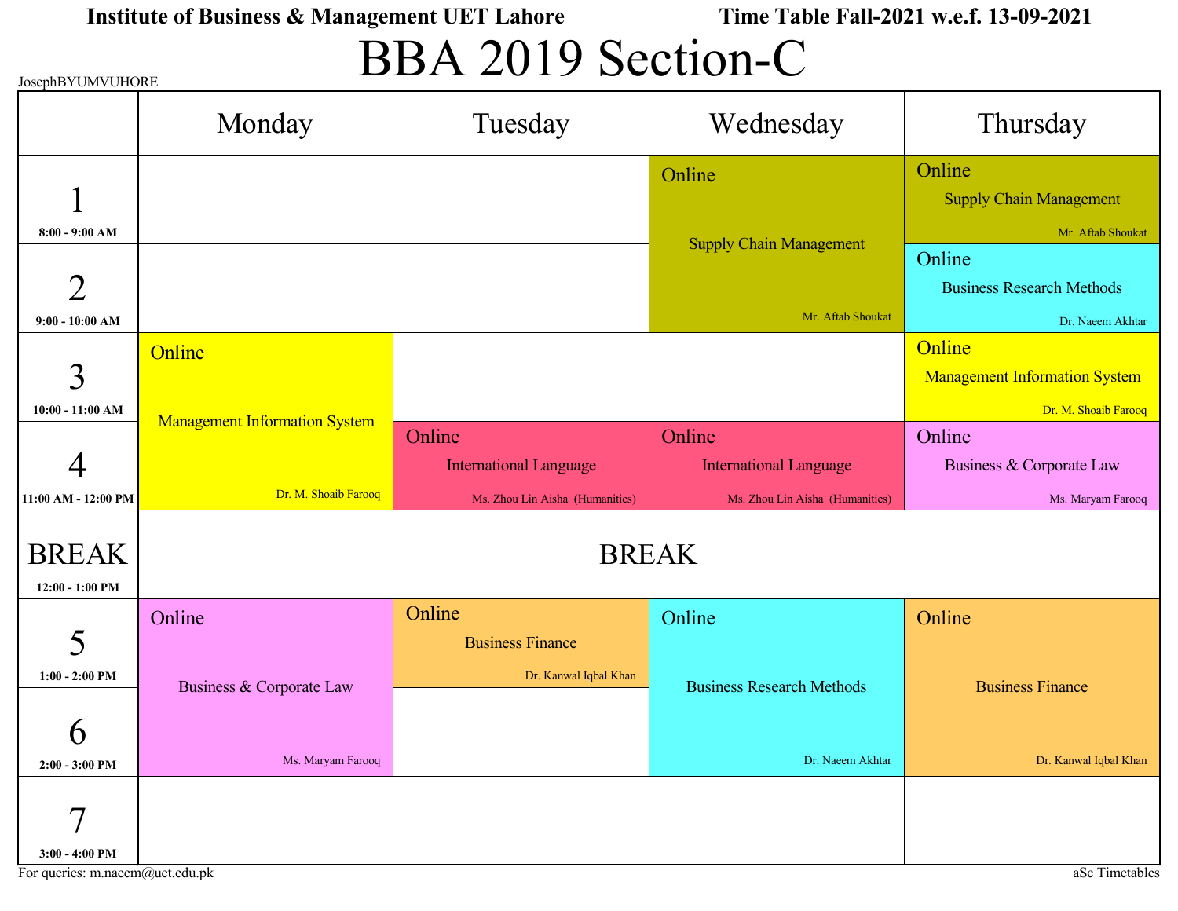**Institute of Business & Management UET Lahore** **Time Table Fall-2021 w.e.f. 13-09-2021**

# BBA 2019 Section-C

JosephBYUMVUHORE

| | Monday | Tuesday | Wednesday | Thursday |
|---|---|---|---|---|
| 1 (8:00 - 9:00 AM) | | | Online Supply Chain Management Mr. Aftab Shoukat | Online Supply Chain Management Mr. Aftab Shoukat |
| 2 (9:00 - 10:00 AM) | | | | Online Business Research Methods Dr. Naeem Akhtar |
| 3 (10:00 - 11:00 AM) | Online Management Information System Dr. M. Shoaib Farooq | | | Online Management Information System Dr. M. Shoaib Farooq |
| 4 (11:00 AM - 12:00 PM) | | Online International Language Ms. Zhou Lin Aisha (Humanities) | Online International Language Ms. Zhou Lin Aisha (Humanities) | Online Business & Corporate Law Ms. Maryam Farooq |
| BREAK (12:00 - 1:00 PM) | BREAK | | | |
| 5 (1:00 - 2:00 PM) | Online Business & Corporate Law Ms. Maryam Farooq | Online Business Finance Dr. Kanwal Iqbal Khan | Online Business Research Methods Dr. Naeem Akhtar | Online Business Finance Dr. Kanwal Iqbal Khan |
| 6 (2:00 - 3:00 PM) | | | | |
| 7 (3:00 - 4:00 PM) | | | | |

For queries: m.naeem@uet.edu.pk

aSc Timetables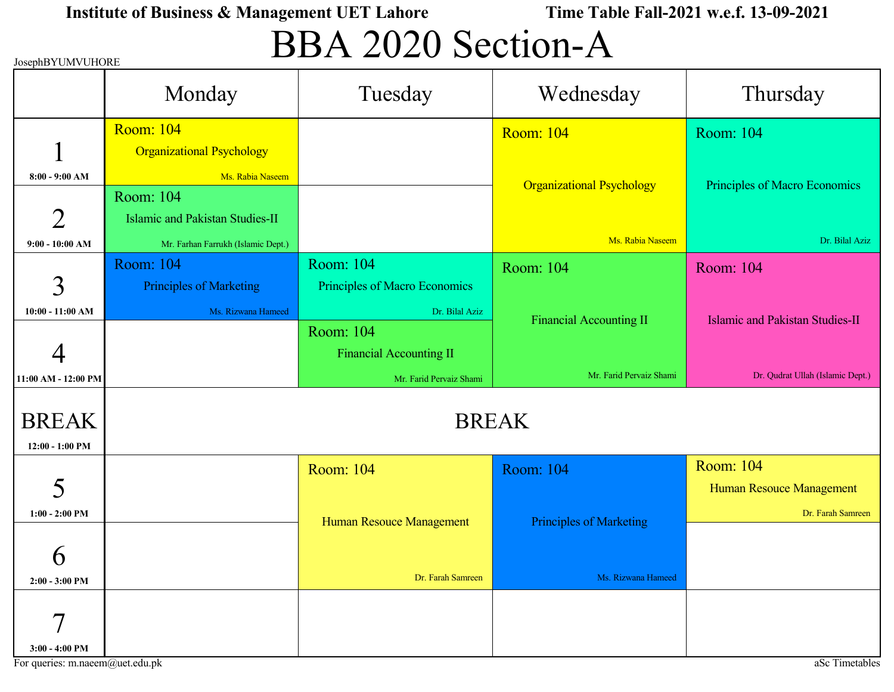**Institute of Business & Management UET Lahore** **Time Table Fall-2021 w.e.f. 13-09-2021**

# BBA 2020 Section-A

JosephBYUMVUHORE

| | Monday | Tuesday | Wednesday | Thursday |
|---|---|---|---|---|
| 1 8:00 - 9:00 AM | Room: 104 Organizational Psychology Ms. Rabia Naseem | | Room: 104 Organizational Psychology Ms. Rabia Naseem | Room: 104 Principles of Macro Economics Dr. Bilal Aziz |
| 2 9:00 - 10:00 AM | Room: 104 Islamic and Pakistan Studies-II Mr. Farhan Farrukh (Islamic Dept.) | | | |
| 3 10:00 - 11:00 AM | Room: 104 Principles of Marketing Ms. Rizwana Hameed | Room: 104 Principles of Macro Economics Dr. Bilal Aziz | Room: 104 Financial Accounting II Mr. Farid Pervaiz Shami | Room: 104 Islamic and Pakistan Studies-II Dr. Qudrat Ullah (Islamic Dept.) |
| 4 11:00 AM - 12:00 PM | | Room: 104 Financial Accounting II Mr. Farid Pervaiz Shami | | |
| BREAK 12:00 - 1:00 PM | BREAK | | | |
| 5 1:00 - 2:00 PM | | Room: 104 Human Resouce Management Dr. Farah Samreen | Room: 104 Principles of Marketing Ms. Rizwana Hameed | Room: 104 Human Resouce Management Dr. Farah Samreen |
| 6 2:00 - 3:00 PM | | | | |
| 7 3:00 - 4:00 PM | | | | |

For queries: m.naeem@uet.edu.pk

aSc Timetables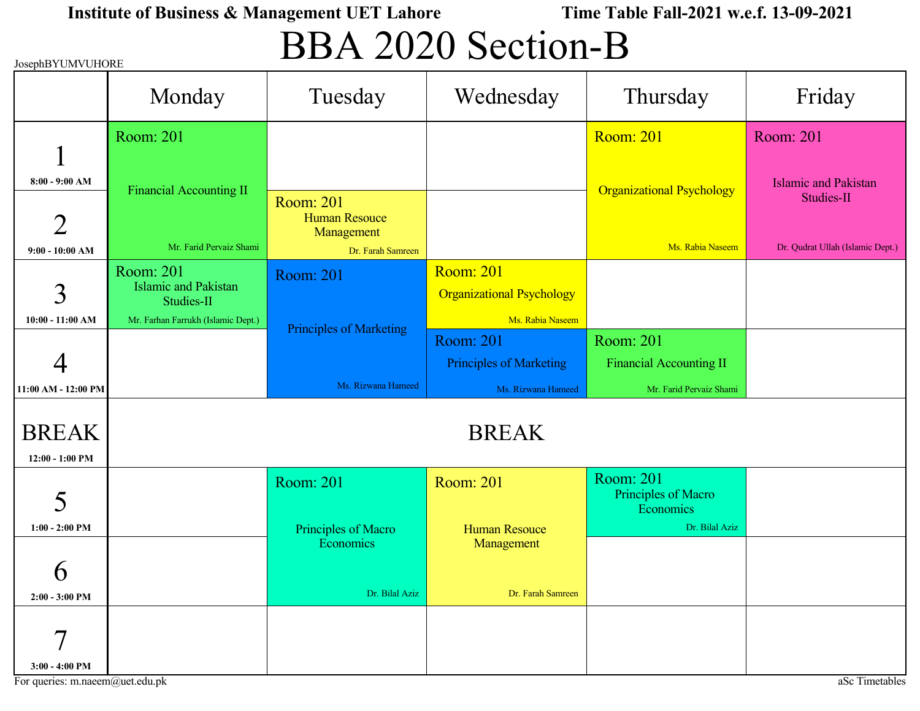**Institute of Business & Management UET Lahore** **Time Table Fall-2021 w.e.f. 13-09-2021**

# BBA 2020 Section-B

JosephBYUMVUHORE

| | Monday | Tuesday | Wednesday | Thursday | Friday |
|---|---|---|---|---|---|
| 1 (8:00 - 9:00 AM) | Room: 201 Financial Accounting II Mr. Farid Pervaiz Shami | | | Room: 201 Organizational Psychology Ms. Rabia Naseem | Room: 201 Islamic and Pakistan Studies-II Dr. Qudrat Ullah (Islamic Dept.) |
| 2 (9:00 - 10:00 AM) | Room: 201 Financial Accounting II Mr. Farid Pervaiz Shami | Room: 201 Human Resouce Management Dr. Farah Samreen | | Room: 201 Organizational Psychology Ms. Rabia Naseem | Room: 201 Islamic and Pakistan Studies-II Dr. Qudrat Ullah (Islamic Dept.) |
| 3 (10:00 - 11:00 AM) | Room: 201 Islamic and Pakistan Studies-II Mr. Farhan Farrukh (Islamic Dept.) | Room: 201 Principles of Marketing Ms. Rizwana Hameed | Room: 201 Organizational Psychology Ms. Rabia Naseem | | |
| 4 (11:00 AM - 12:00 PM) | | Room: 201 Principles of Marketing Ms. Rizwana Hameed | Room: 201 Principles of Marketing Ms. Rizwana Hameed | Room: 201 Financial Accounting II Mr. Farid Pervaiz Shami | |
| BREAK (12:00 - 1:00 PM) | BREAK | | | | |
| 5 (1:00 - 2:00 PM) | | Room: 201 Principles of Macro Economics Dr. Bilal Aziz | Room: 201 Human Resouce Management Dr. Farah Samreen | Room: 201 Principles of Macro Economics Dr. Bilal Aziz | |
| 6 (2:00 - 3:00 PM) | | Room: 201 Principles of Macro Economics Dr. Bilal Aziz | Room: 201 Human Resouce Management Dr. Farah Samreen | | |
| 7 (3:00 - 4:00 PM) | | | | | |

For queries: m.naeem@uet.edu.pk

aSc Timetables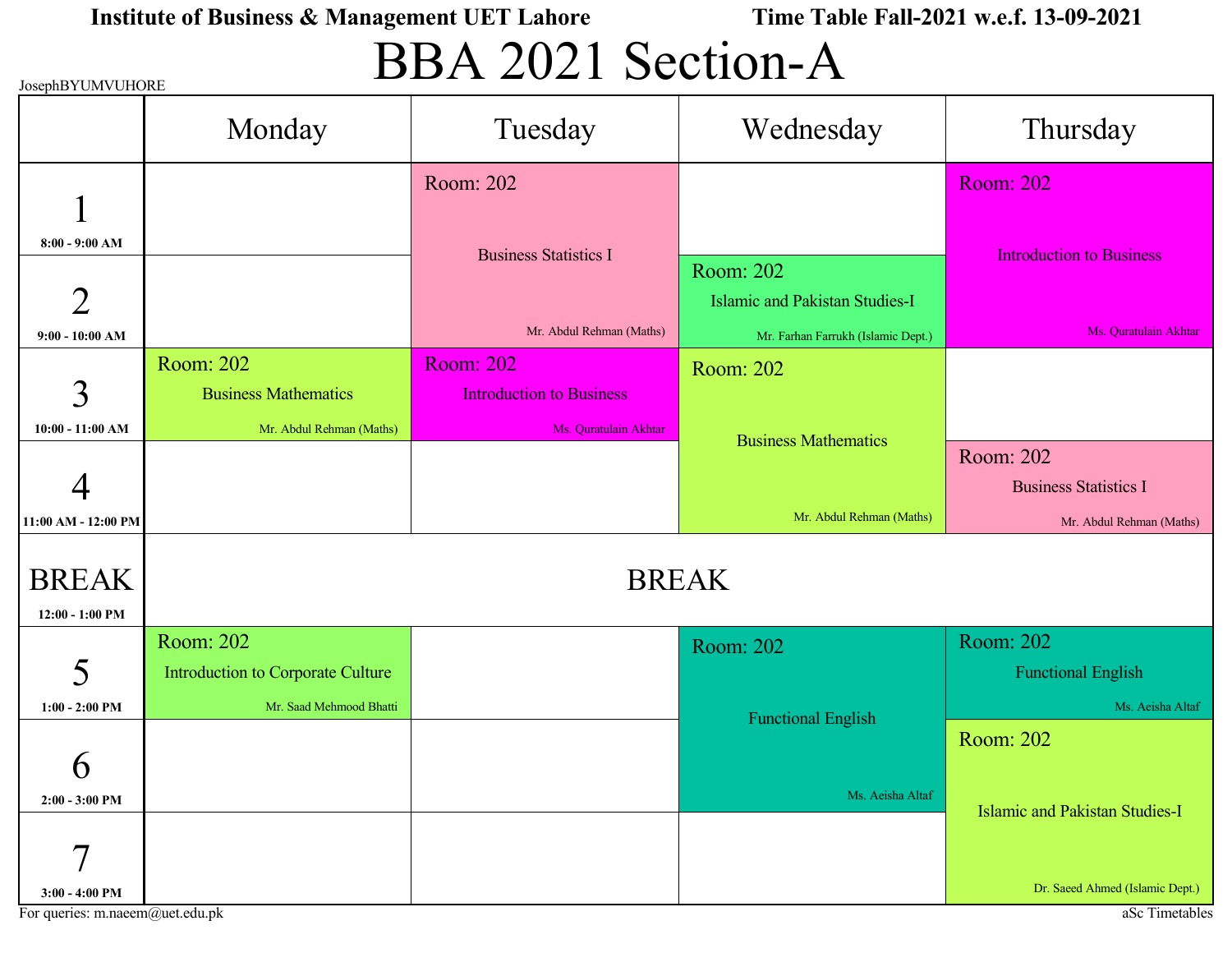**Institute of Business & Management UET Lahore** **Time Table Fall-2021 w.e.f. 13-09-2021**

# BBA 2021 Section-A

JosephBYUMVUHORE

| | Monday | Tuesday | Wednesday | Thursday |
|---|---|---|---|---|
| 1 (8:00 - 9:00 AM) | | Room: 202 Business Statistics I Mr. Abdul Rehman (Maths) | | Room: 202 Introduction to Business Ms. Quratulain Akhtar |
| 2 (9:00 - 10:00 AM) | | Room: 202 Business Statistics I Mr. Abdul Rehman (Maths) | Room: 202 Islamic and Pakistan Studies-I Mr. Farhan Farrukh (Islamic Dept.) | Room: 202 Introduction to Business Ms. Quratulain Akhtar |
| 3 (10:00 - 11:00 AM) | Room: 202 Business Mathematics Mr. Abdul Rehman (Maths) | Room: 202 Introduction to Business Ms. Quratulain Akhtar | Room: 202 Business Mathematics Mr. Abdul Rehman (Maths) | |
| 4 (11:00 AM - 12:00 PM) | | | Room: 202 Business Mathematics Mr. Abdul Rehman (Maths) | Room: 202 Business Statistics I Mr. Abdul Rehman (Maths) |
| BREAK (12:00 - 1:00 PM) | BREAK | BREAK | BREAK | BREAK |
| 5 (1:00 - 2:00 PM) | Room: 202 Introduction to Corporate Culture Mr. Saad Mehmood Bhatti | | Room: 202 Functional English Ms. Aeisha Altaf | Room: 202 Functional English Ms. Aeisha Altaf |
| 6 (2:00 - 3:00 PM) | | | Room: 202 Functional English Ms. Aeisha Altaf | Room: 202 Islamic and Pakistan Studies-I Dr. Saeed Ahmed (Islamic Dept.) |
| 7 (3:00 - 4:00 PM) | | | | Room: 202 Islamic and Pakistan Studies-I Dr. Saeed Ahmed (Islamic Dept.) |

For queries: m.naeem@uet.edu.pk

aSc Timetables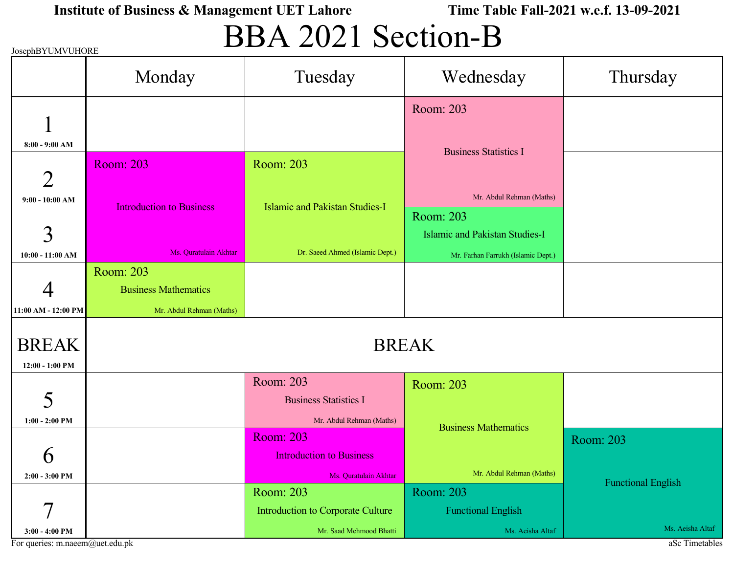**Institute of Business & Management UET Lahore** **Time Table Fall-2021 w.e.f. 13-09-2021**

# BBA 2021 Section-B

JosephBYUMVUHORE

| | Monday | Tuesday | Wednesday | Thursday |
|---|---|---|---|---|
| 1 (8:00 - 9:00 AM) | | | Room: 203 Business Statistics I Mr. Abdul Rehman (Maths) | |
| 2 (9:00 - 10:00 AM) | Room: 203 Introduction to Business Ms. Quratulain Akhtar | Room: 203 Islamic and Pakistan Studies-I Dr. Saeed Ahmed (Islamic Dept.) | Room: 203 Business Statistics I Mr. Abdul Rehman (Maths) | |
| 3 (10:00 - 11:00 AM) | Room: 203 Introduction to Business Ms. Quratulain Akhtar | Room: 203 Islamic and Pakistan Studies-I Dr. Saeed Ahmed (Islamic Dept.) | Room: 203 Islamic and Pakistan Studies-I Mr. Farhan Farrukh (Islamic Dept.) | |
| 4 (11:00 AM - 12:00 PM) | Room: 203 Business Mathematics Mr. Abdul Rehman (Maths) | | | |
| BREAK (12:00 - 1:00 PM) | BREAK | BREAK | BREAK | BREAK |
| 5 (1:00 - 2:00 PM) | | Room: 203 Business Statistics I Mr. Abdul Rehman (Maths) | Room: 203 Business Mathematics Mr. Abdul Rehman (Maths) | |
| 6 (2:00 - 3:00 PM) | | Room: 203 Introduction to Business Ms. Quratulain Akhtar | Room: 203 Business Mathematics Mr. Abdul Rehman (Maths) | Room: 203 Functional English Ms. Aeisha Altaf |
| 7 (3:00 - 4:00 PM) | | Room: 203 Introduction to Corporate Culture Mr. Saad Mehmood Bhatti | Room: 203 Functional English Ms. Aeisha Altaf | Room: 203 Functional English Ms. Aeisha Altaf |

For queries: m.naeem@uet.edu.pk

aSc Timetables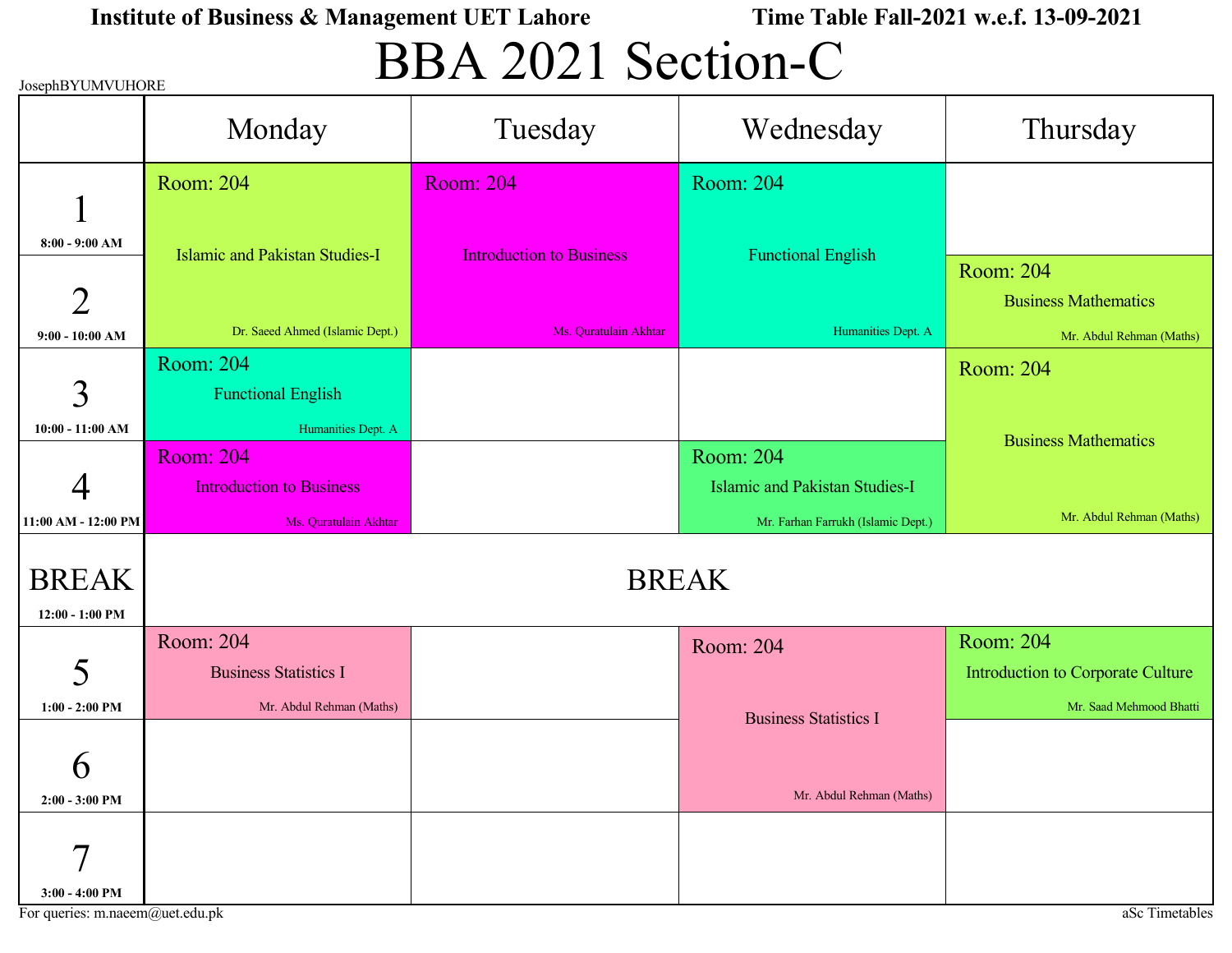**Institute of Business & Management UET Lahore** **Time Table Fall-2021 w.e.f. 13-09-2021**

# BBA 2021 Section-C

JosephBYUMVUHORE

| | Monday | Tuesday | Wednesday | Thursday |
|---|---|---|---|---|
| 1 (8:00 - 9:00 AM) | Room: 204 Islamic and Pakistan Studies-I Dr. Saeed Ahmed (Islamic Dept.) | Room: 204 Introduction to Business Ms. Quratulain Akhtar | Room: 204 Functional English Humanities Dept. A | |
| 2 (9:00 - 10:00 AM) | | | | Room: 204 Business Mathematics Mr. Abdul Rehman (Maths) |
| 3 (10:00 - 11:00 AM) | Room: 204 Functional English Humanities Dept. A | | | Room: 204 Business Mathematics Mr. Abdul Rehman (Maths) |
| 4 (11:00 AM - 12:00 PM) | Room: 204 Introduction to Business Ms. Quratulain Akhtar | | Room: 204 Islamic and Pakistan Studies-I Mr. Farhan Farrukh (Islamic Dept.) | |
| BREAK (12:00 - 1:00 PM) | BREAK | | | |
| 5 (1:00 - 2:00 PM) | Room: 204 Business Statistics I Mr. Abdul Rehman (Maths) | | Room: 204 Business Statistics I Mr. Abdul Rehman (Maths) | Room: 204 Introduction to Corporate Culture Mr. Saad Mehmood Bhatti |
| 6 (2:00 - 3:00 PM) | | | | |
| 7 (3:00 - 4:00 PM) | | | | |

For queries: m.naeem@uet.edu.pk

aSc Timetables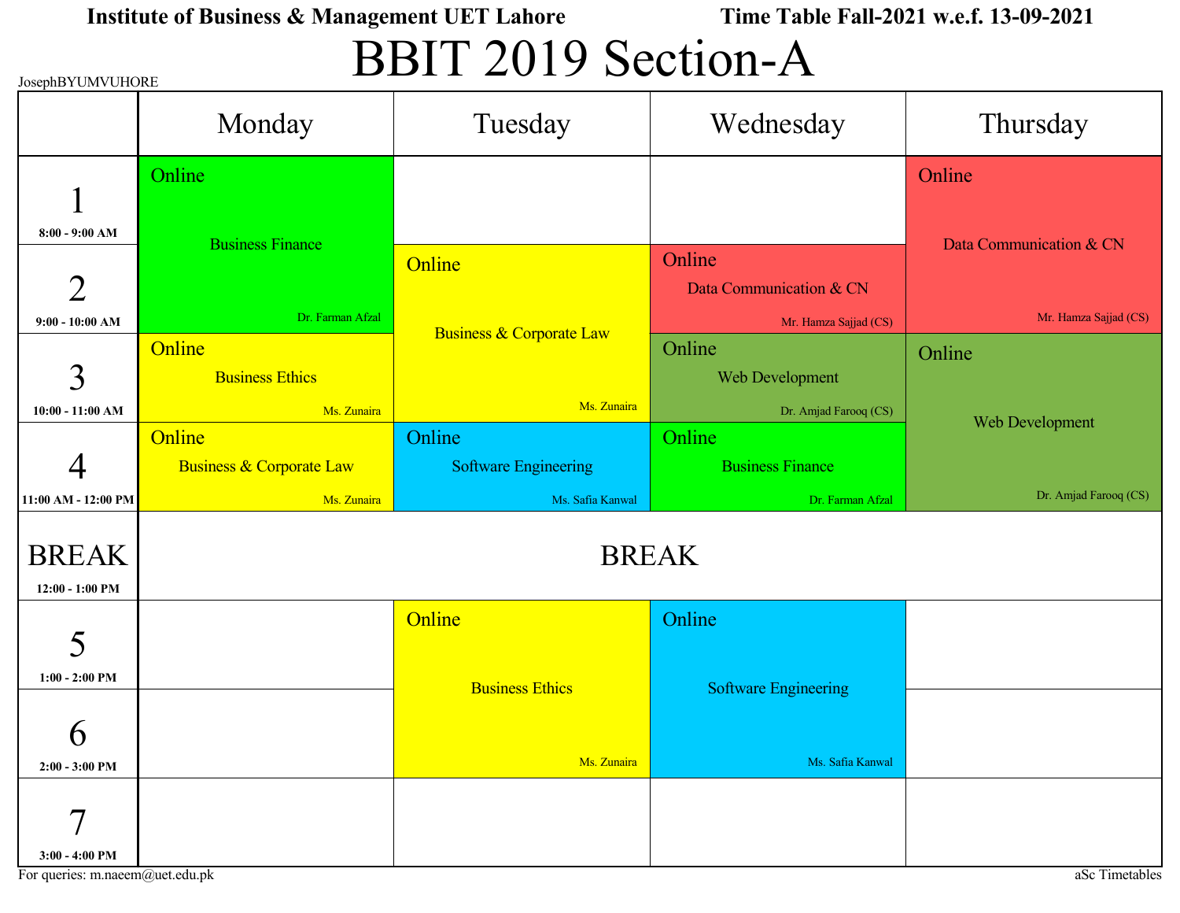**Institute of Business & Management UET Lahore** **Time Table Fall-2021 w.e.f. 13-09-2021**

# BBIT 2019 Section-A

JosephBYUMVUHORE

| | Monday | Tuesday | Wednesday | Thursday |
|---|---|---|---|---|
| 1 8:00 - 9:00 AM | Online Business Finance Dr. Farman Afzal | | | Online Data Communication & CN Mr. Hamza Sajjad (CS) |
| 2 9:00 - 10:00 AM | Online Business Finance Dr. Farman Afzal | Online Business & Corporate Law Ms. Zunaira | Online Data Communication & CN Mr. Hamza Sajjad (CS) | Online Data Communication & CN Mr. Hamza Sajjad (CS) |
| 3 10:00 - 11:00 AM | Online Business Ethics Ms. Zunaira | Online Business & Corporate Law Ms. Zunaira | Online Web Development Dr. Amjad Farooq (CS) | Online Web Development Dr. Amjad Farooq (CS) |
| 4 11:00 AM - 12:00 PM | Online Business & Corporate Law Ms. Zunaira | Online Software Engineering Ms. Safia Kanwal | Online Business Finance Dr. Farman Afzal | Online Web Development Dr. Amjad Farooq (CS) |
| BREAK 12:00 - 1:00 PM | BREAK | | | |
| 5 1:00 - 2:00 PM | | Online Business Ethics Ms. Zunaira | Online Software Engineering Ms. Safia Kanwal | |
| 6 2:00 - 3:00 PM | | Online Business Ethics Ms. Zunaira | Online Software Engineering Ms. Safia Kanwal | |
| 7 3:00 - 4:00 PM | | | | |

For queries: m.naeem@uet.edu.pk

aSc Timetables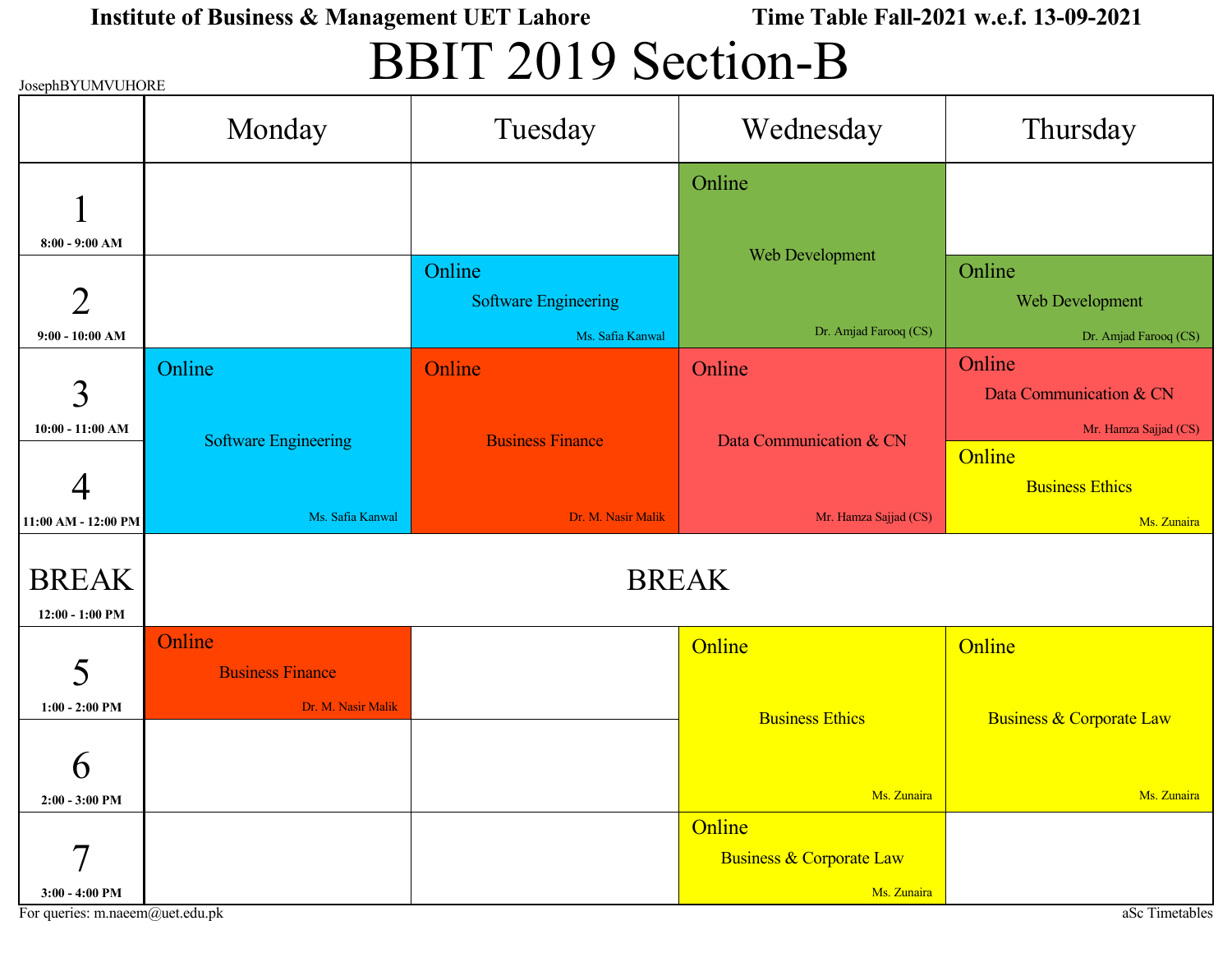**Institute of Business & Management UET Lahore** **Time Table Fall-2021 w.e.f. 13-09-2021**

# BBIT 2019 Section-B

JosephBYUMVUHORE

| | Monday | Tuesday | Wednesday | Thursday |
|---|---|---|---|---|
| 1 (8:00 - 9:00 AM) | | | Online Web Development Dr. Amjad Farooq (CS) | |
| 2 (9:00 - 10:00 AM) | | Online Software Engineering Ms. Safia Kanwal | Online Web Development Dr. Amjad Farooq (CS) | Online Web Development Dr. Amjad Farooq (CS) |
| 3 (10:00 - 11:00 AM) | Online Software Engineering Ms. Safia Kanwal | Online Business Finance Dr. M. Nasir Malik | Online Data Communication & CN Mr. Hamza Sajjad (CS) | Online Data Communication & CN Mr. Hamza Sajjad (CS) |
| 4 (11:00 AM - 12:00 PM) | Online Software Engineering Ms. Safia Kanwal | Online Business Finance Dr. M. Nasir Malik | Online Data Communication & CN Mr. Hamza Sajjad (CS) | Online Business Ethics Ms. Zunaira |
| BREAK (12:00 - 1:00 PM) | BREAK | | | |
| 5 (1:00 - 2:00 PM) | Online Business Finance Dr. M. Nasir Malik | | Online Business Ethics Ms. Zunaira | Online Business & Corporate Law Ms. Zunaira |
| 6 (2:00 - 3:00 PM) | | | Online Business Ethics Ms. Zunaira | Online Business & Corporate Law Ms. Zunaira |
| 7 (3:00 - 4:00 PM) | | | Online Business & Corporate Law Ms. Zunaira | |

For queries: m.naeem@uet.edu.pk

aSc Timetables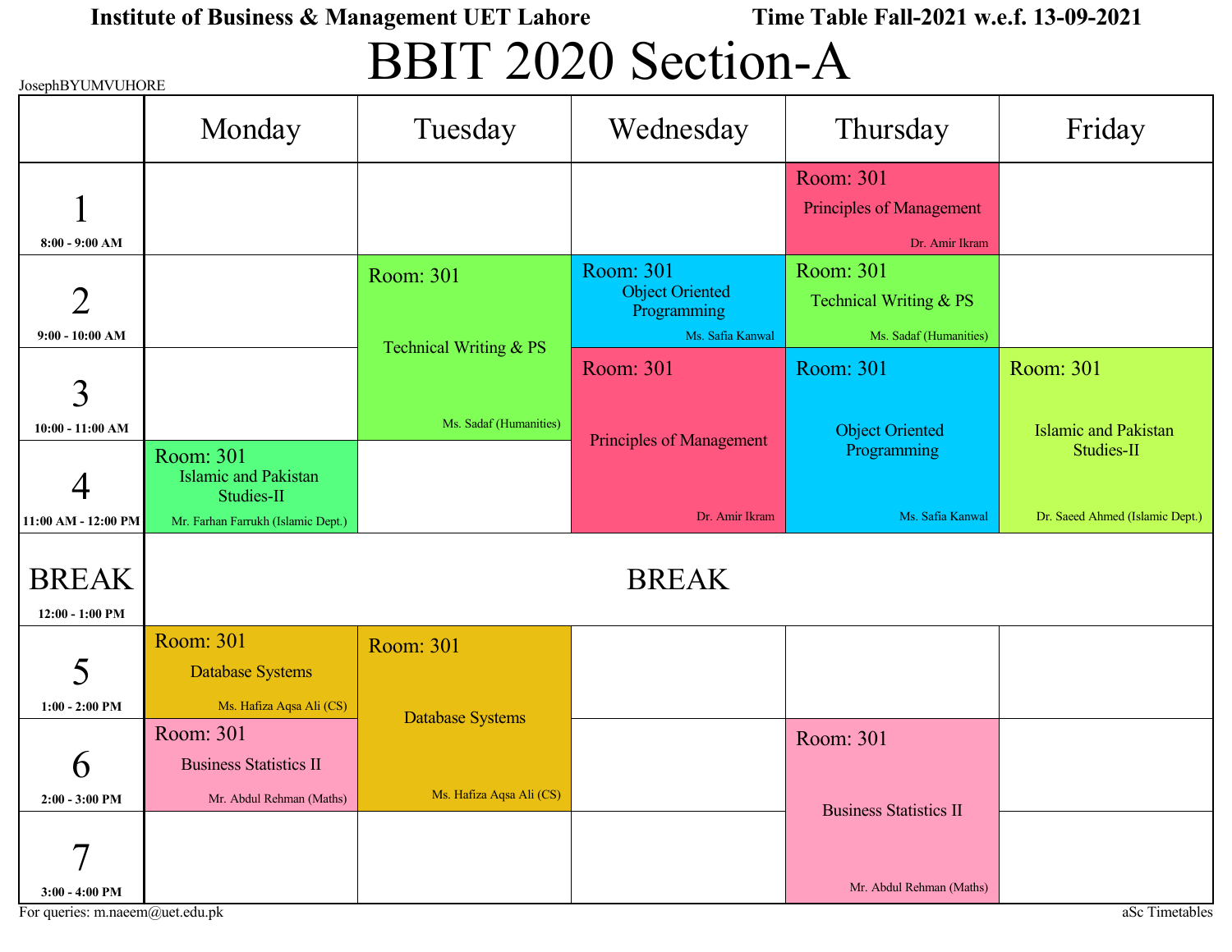**Institute of Business & Management UET Lahore** **Time Table Fall-2021 w.e.f. 13-09-2021**

# BBIT 2020 Section-A

JosephBYUMVUHORE

| | Monday | Tuesday | Wednesday | Thursday | Friday |
|---|---|---|---|---|---|
| 1 (8:00 - 9:00 AM) | | | | Room: 301 Principles of Management Dr. Amir Ikram | |
| 2 (9:00 - 10:00 AM) | | Room: 301 Technical Writing & PS Ms. Sadaf (Humanities) | Room: 301 Object Oriented Programming Ms. Safia Kanwal | Room: 301 Technical Writing & PS Ms. Sadaf (Humanities) | |
| 3 (10:00 - 11:00 AM) | | Room: 301 Technical Writing & PS Ms. Sadaf (Humanities) | Room: 301 Principles of Management Dr. Amir Ikram | Room: 301 Object Oriented Programming Ms. Safia Kanwal | Room: 301 Islamic and Pakistan Studies-II Dr. Saeed Ahmed (Islamic Dept.) |
| 4 (11:00 AM - 12:00 PM) | Room: 301 Islamic and Pakistan Studies-II Mr. Farhan Farrukh (Islamic Dept.) | | Room: 301 Principles of Management Dr. Amir Ikram | Room: 301 Object Oriented Programming Ms. Safia Kanwal | Room: 301 Islamic and Pakistan Studies-II Dr. Saeed Ahmed (Islamic Dept.) |
| BREAK (12:00 - 1:00 PM) | BREAK | | | | |
| 5 (1:00 - 2:00 PM) | Room: 301 Database Systems Ms. Hafiza Aqsa Ali (CS) | Room: 301 Database Systems Ms. Hafiza Aqsa Ali (CS) | | | |
| 6 (2:00 - 3:00 PM) | Room: 301 Business Statistics II Mr. Abdul Rehman (Maths) | Room: 301 Database Systems Ms. Hafiza Aqsa Ali (CS) | | Room: 301 Business Statistics II Mr. Abdul Rehman (Maths) | |
| 7 (3:00 - 4:00 PM) | | | | Room: 301 Business Statistics II Mr. Abdul Rehman (Maths) | |

For queries: m.naeem@uet.edu.pk

aSc Timetables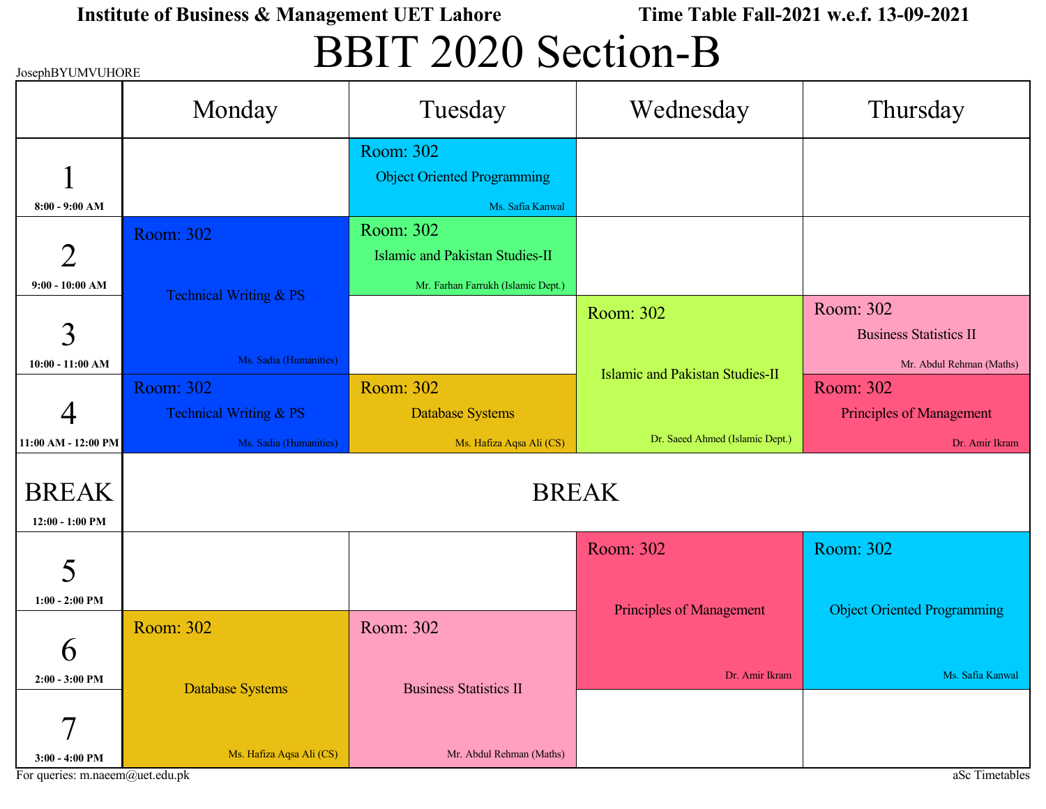**Institute of Business & Management UET Lahore** **Time Table Fall-2021 w.e.f. 13-09-2021**

# BBIT 2020 Section-B

JosephBYUMVUHORE

| | Monday | Tuesday | Wednesday | Thursday |
|---|---|---|---|---|
| 1 (8:00 - 9:00 AM) | | Room: 302 Object Oriented Programming Ms. Safia Kanwal | | |
| 2 (9:00 - 10:00 AM) | Room: 302 Technical Writing & PS Ms. Sadia (Humanities) | Room: 302 Islamic and Pakistan Studies-II Mr. Farhan Farrukh (Islamic Dept.) | | |
| 3 (10:00 - 11:00 AM) | Room: 302 Technical Writing & PS Ms. Sadia (Humanities) | | Room: 302 Islamic and Pakistan Studies-II Dr. Saeed Ahmed (Islamic Dept.) | Room: 302 Business Statistics II Mr. Abdul Rehman (Maths) |
| 4 (11:00 AM - 12:00 PM) | Room: 302 Technical Writing & PS Ms. Sadia (Humanities) | Room: 302 Database Systems Ms. Hafiza Aqsa Ali (CS) | Room: 302 Islamic and Pakistan Studies-II Dr. Saeed Ahmed (Islamic Dept.) | Room: 302 Principles of Management Dr. Amir Ikram |
| BREAK (12:00 - 1:00 PM) | BREAK | | | |
| 5 (1:00 - 2:00 PM) | | | Room: 302 Principles of Management Dr. Amir Ikram | Room: 302 Object Oriented Programming Ms. Safia Kanwal |
| 6 (2:00 - 3:00 PM) | Room: 302 Database Systems Ms. Hafiza Aqsa Ali (CS) | Room: 302 Business Statistics II Mr. Abdul Rehman (Maths) | Room: 302 Principles of Management Dr. Amir Ikram | Room: 302 Object Oriented Programming Ms. Safia Kanwal |
| 7 (3:00 - 4:00 PM) | Room: 302 Database Systems Ms. Hafiza Aqsa Ali (CS) | Room: 302 Business Statistics II Mr. Abdul Rehman (Maths) | | |

For queries: m.naeem@uet.edu.pk

aSc Timetables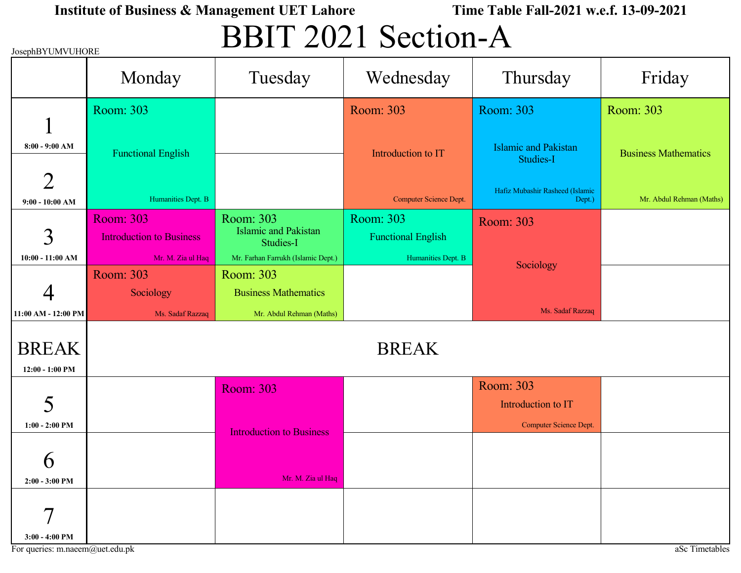**Institute of Business & Management UET Lahore** **Time Table Fall-2021 w.e.f. 13-09-2021**

# BBIT 2021 Section-A

JosephBYUMVUHORE

| | Monday | Tuesday | Wednesday | Thursday | Friday |
|---|---|---|---|---|---|
| 1 8:00 - 9:00 AM | Room: 303 Functional English Humanities Dept. B | | Room: 303 Introduction to IT Computer Science Dept. | Room: 303 Islamic and Pakistan Studies-I Hafiz Mubashir Rasheed (Islamic Dept.) | Room: 303 Business Mathematics Mr. Abdul Rehman (Maths) |
| 2 9:00 - 10:00 AM | | | | | |
| 3 10:00 - 11:00 AM | Room: 303 Introduction to Business Mr. M. Zia ul Haq | Room: 303 Islamic and Pakistan Studies-I Mr. Farhan Farrukh (Islamic Dept.) | Room: 303 Functional English Humanities Dept. B | Room: 303 Sociology Ms. Sadaf Razzaq | |
| 4 11:00 AM - 12:00 PM | Room: 303 Sociology Ms. Sadaf Razzaq | Room: 303 Business Mathematics Mr. Abdul Rehman (Maths) | | | |
| BREAK 12:00 - 1:00 PM | BREAK | | | | |
| 5 1:00 - 2:00 PM | | Room: 303 Introduction to Business Mr. M. Zia ul Haq | | Room: 303 Introduction to IT Computer Science Dept. | |
| 6 2:00 - 3:00 PM | | | | | |
| 7 3:00 - 4:00 PM | | | | | |

For queries: m.naeem@uet.edu.pk

aSc Timetables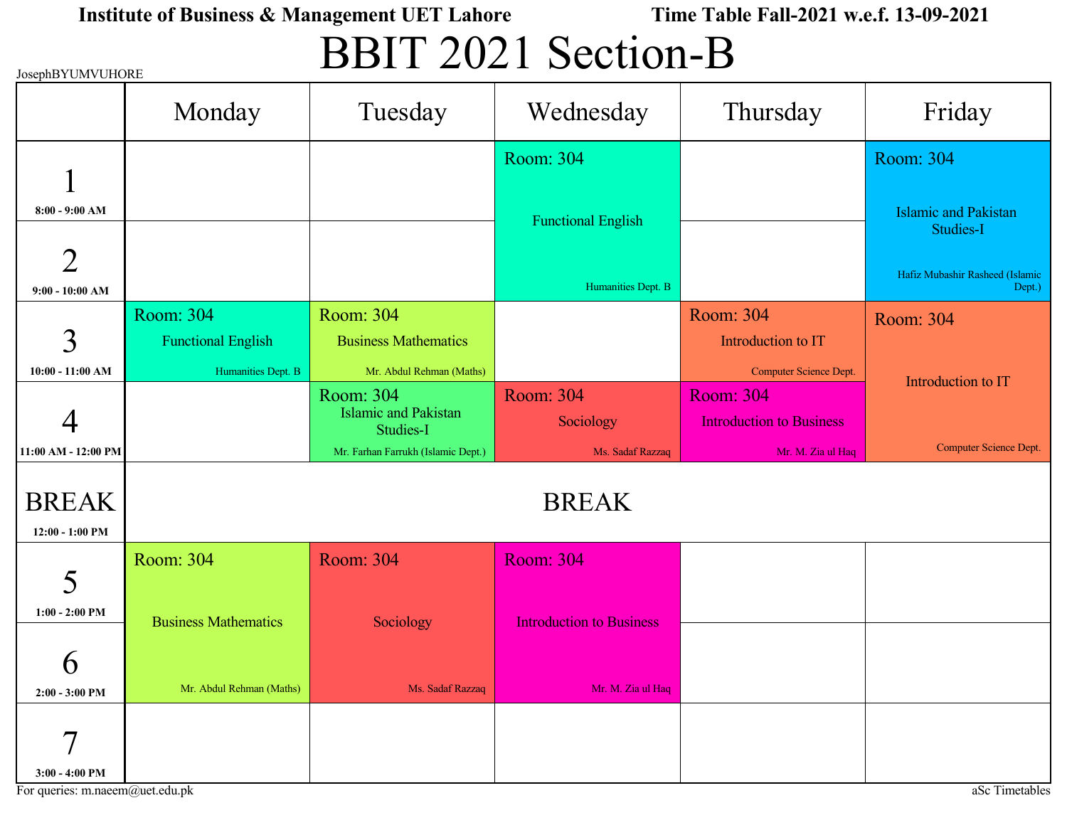**Institute of Business & Management UET Lahore** **Time Table Fall-2021 w.e.f. 13-09-2021**

# BBIT 2021 Section-B

JosephBYUMVUHORE

| | Monday | Tuesday | Wednesday | Thursday | Friday |
|---|---|---|---|---|---|
| 1 (8:00 - 9:00 AM) | | | Room: 304 Functional English Humanities Dept. B | | Room: 304 Islamic and Pakistan Studies-I Hafiz Mubashir Rasheed (Islamic Dept.) |
| 2 (9:00 - 10:00 AM) | | | Room: 304 Functional English Humanities Dept. B | | Room: 304 Islamic and Pakistan Studies-I Hafiz Mubashir Rasheed (Islamic Dept.) |
| 3 (10:00 - 11:00 AM) | Room: 304 Functional English Humanities Dept. B | Room: 304 Business Mathematics Mr. Abdul Rehman (Maths) | | Room: 304 Introduction to IT Computer Science Dept. | Room: 304 Introduction to IT Computer Science Dept. |
| 4 (11:00 AM - 12:00 PM) | | Room: 304 Islamic and Pakistan Studies-I Mr. Farhan Farrukh (Islamic Dept.) | Room: 304 Sociology Ms. Sadaf Razzaq | Room: 304 Introduction to Business Mr. M. Zia ul Haq | Room: 304 Introduction to IT Computer Science Dept. |
| BREAK (12:00 - 1:00 PM) | BREAK | | | | |
| 5 (1:00 - 2:00 PM) | Room: 304 Business Mathematics Mr. Abdul Rehman (Maths) | Room: 304 Sociology Ms. Sadaf Razzaq | Room: 304 Introduction to Business Mr. M. Zia ul Haq | | |
| 6 (2:00 - 3:00 PM) | Room: 304 Business Mathematics Mr. Abdul Rehman (Maths) | Room: 304 Sociology Ms. Sadaf Razzaq | Room: 304 Introduction to Business Mr. M. Zia ul Haq | | |
| 7 (3:00 - 4:00 PM) | | | | | |

For queries: m.naeem@uet.edu.pk

aSc Timetables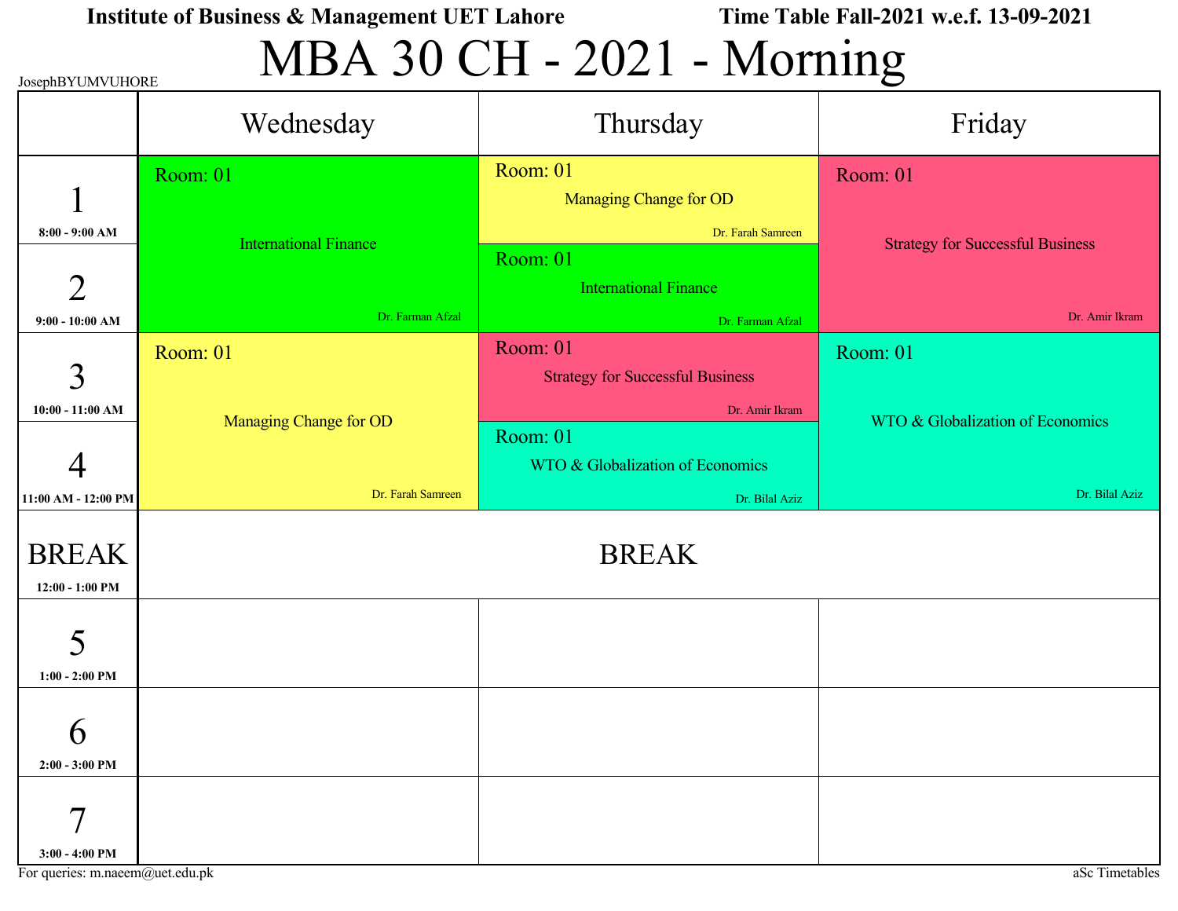**Institute of Business & Management UET Lahore** **Time Table Fall-2021 w.e.f. 13-09-2021**

# MBA 30 CH - 2021 - Morning

JosephBYUMVUHORE

| | Wednesday | Thursday | Friday |
|---|---|---|---|
| 1 (8:00 - 9:00 AM) | Room: 01<br>International Finance<br>Dr. Farman Afzal | Room: 01<br>Managing Change for OD<br>Dr. Farah Samreen | Room: 01<br>Strategy for Successful Business<br>Dr. Amir Ikram |
| 2 (9:00 - 10:00 AM) | | Room: 01<br>International Finance<br>Dr. Farman Afzal | |
| 3 (10:00 - 11:00 AM) | Room: 01<br>Managing Change for OD<br>Dr. Farah Samreen | Room: 01<br>Strategy for Successful Business<br>Dr. Amir Ikram | Room: 01<br>WTO & Globalization of Economics<br>Dr. Bilal Aziz |
| 4 (11:00 AM - 12:00 PM) | | Room: 01<br>WTO & Globalization of Economics<br>Dr. Bilal Aziz | |
| BREAK (12:00 - 1:00 PM) | BREAK | | |
| 5 (1:00 - 2:00 PM) | | | |
| 6 (2:00 - 3:00 PM) | | | |
| 7 (3:00 - 4:00 PM) | | | |

For queries: m.naeem@uet.edu.pk

aSc Timetables